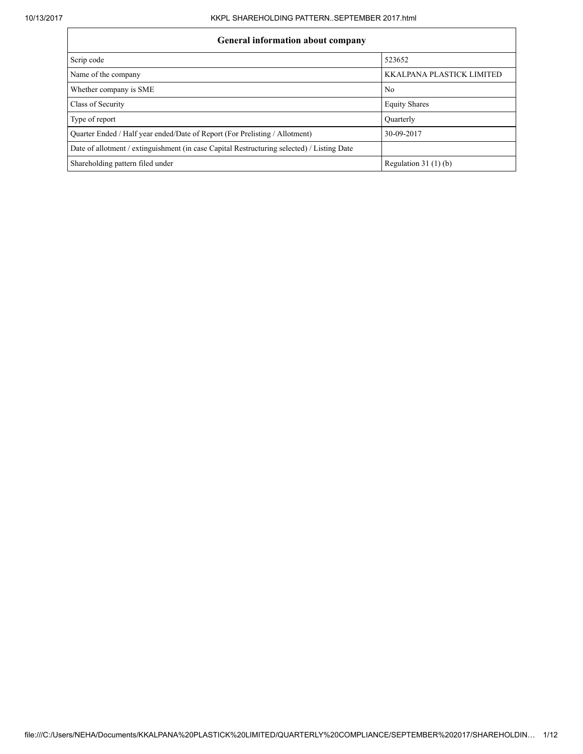| General information about company | |
| --- | --- |
| Scrip code | 523652 |
| Name of the company | KKALPANA PLASTICK LIMITED |
| Whether company is SME | No |
| Class of Security | Equity Shares |
| Type of report | Quarterly |
| Quarter Ended / Half year ended/Date of Report (For Prelisting / Allotment) | 30-09-2017 |
| Date of allotment / extinguishment (in case Capital Restructuring selected) / Listing Date | |
| Shareholding pattern filed under | Regulation 31 (1) (b) |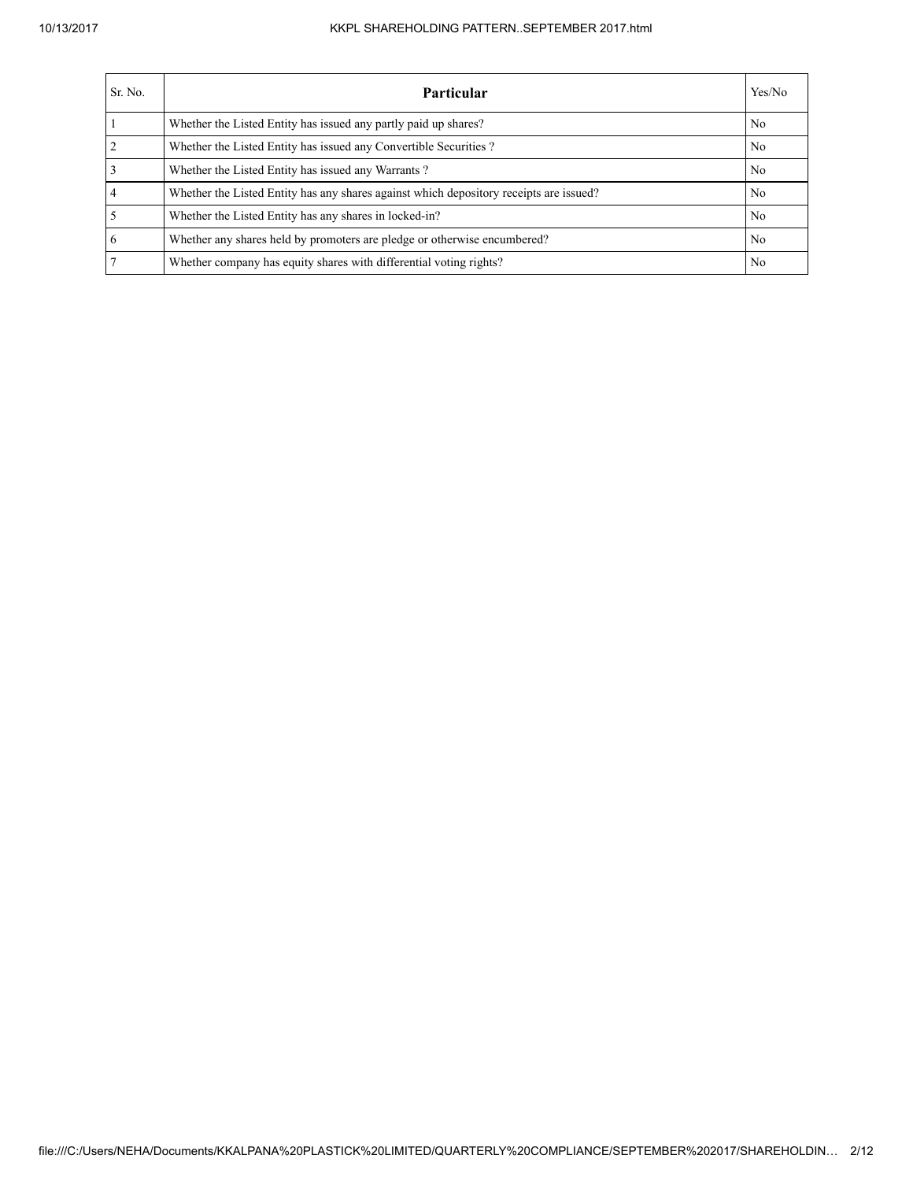| Sr. No. | Particular | Yes/No |
|---|---|---|
| 1 | Whether the Listed Entity has issued any partly paid up shares? | No |
| 2 | Whether the Listed Entity has issued any Convertible Securities ? | No |
| 3 | Whether the Listed Entity has issued any Warrants ? | No |
| 4 | Whether the Listed Entity has any shares against which depository receipts are issued? | No |
| 5 | Whether the Listed Entity has any shares in locked-in? | No |
| 6 | Whether any shares held by promoters are pledge or otherwise encumbered? | No |
| 7 | Whether company has equity shares with differential voting rights? | No |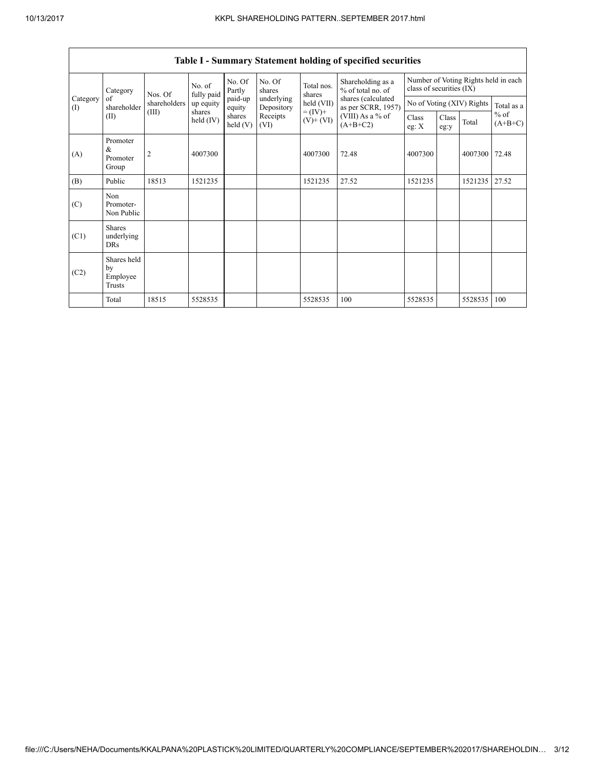| Table I - Summary Statement holding of specified securities | | | | | | | | | | | | |
|---|---|---|---|---|---|---|---|---|---|---|---|---|
| Category (I) | Category of shareholder (II) | Nos. Of shareholders (III) | No. of fully paid up equity shares held (IV) | No. Of Partly paid-up equity shares held (V) | No. Of shares underlying Depository Receipts (VI) | Total nos. shares held (VII) = (IV)+ (V)+ (VI) | Shareholding as a % of total no. of shares (calculated as per SCRR, 1957) (VIII) As a % of (A+B+C2) | Number of Voting Rights held in each class of securities (IX) | | | |
| | | | | | | | | No of Voting (XIV) Rights | | | Total as a % of (A+B+C) |
| | | | | | | | | Class eg: X | Class eg:y | Total | |
| (A) | Promoter & Promoter Group | 2 | 4007300 | | | 4007300 | 72.48 | 4007300 | | 4007300 | 72.48 |
| (B) | Public | 18513 | 1521235 | | | 1521235 | 27.52 | 1521235 | | 1521235 | 27.52 |
| (C) | Non Promoter- Non Public | | | | | | | | | | |
| (C1) | Shares underlying DRs | | | | | | | | | | |
| (C2) | Shares held by Employee Trusts | | | | | | | | | | |
| | Total | 18515 | 5528535 | | | 5528535 | 100 | 5528535 | | 5528535 | 100 |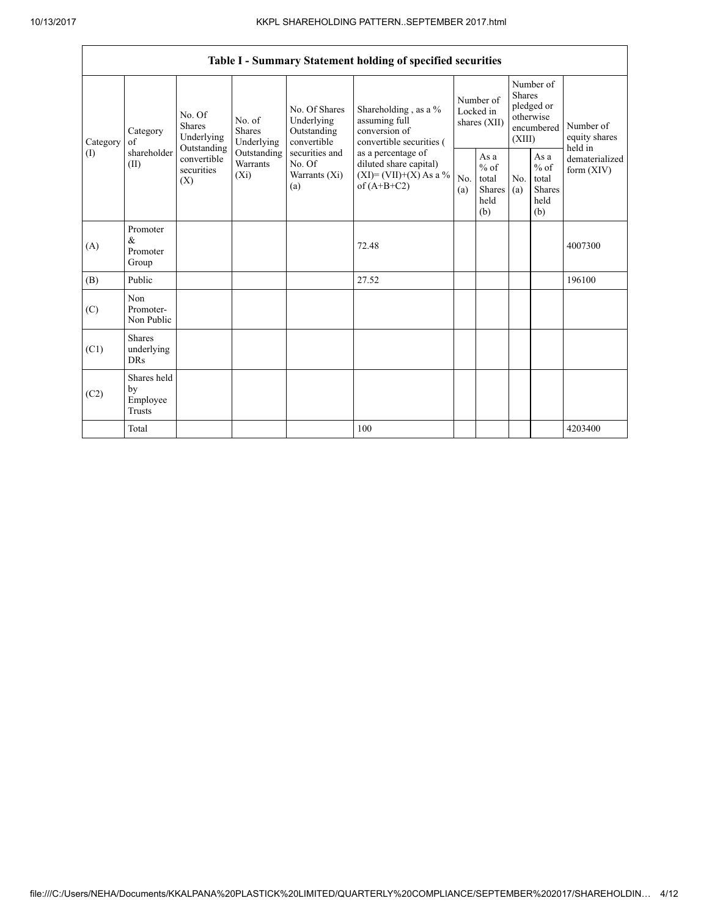| Table I - Summary Statement holding of specified securities | | | | | | | | | | |
|---|---|---|---|---|---|---|---|---|---|---|
| Category (I) | Category of shareholder (II) | No. Of Shares Underlying Outstanding convertible securities (X) | No. of Shares Underlying Outstanding Warrants (Xi) | No. Of Shares Underlying Outstanding convertible securities and No. Of Warrants (Xi) (a) | Shareholding , as a % assuming full conversion of convertible securities ( as a percentage of diluted share capital) (XI)= (VII)+(X) As a % of (A+B+C2) | Number of Locked in shares (XII) | | Number of Shares pledged or otherwise encumbered (XIII) | | Number of equity shares held in dematerialized form (XIV) |
| | | | | | | No. (a) | As a % of total Shares held (b) | No. (a) | As a % of total Shares held (b) | |
| (A) | Promoter & Promoter Group | | | | 72.48 | | | | | 4007300 |
| (B) | Public | | | | 27.52 | | | | | 196100 |
| (C) | Non Promoter- Non Public | | | | | | | | | |
| (C1) | Shares underlying DRs | | | | | | | | | |
| (C2) | Shares held by Employee Trusts | | | | | | | | | |
| | Total | | | | 100 | | | | | 4203400 |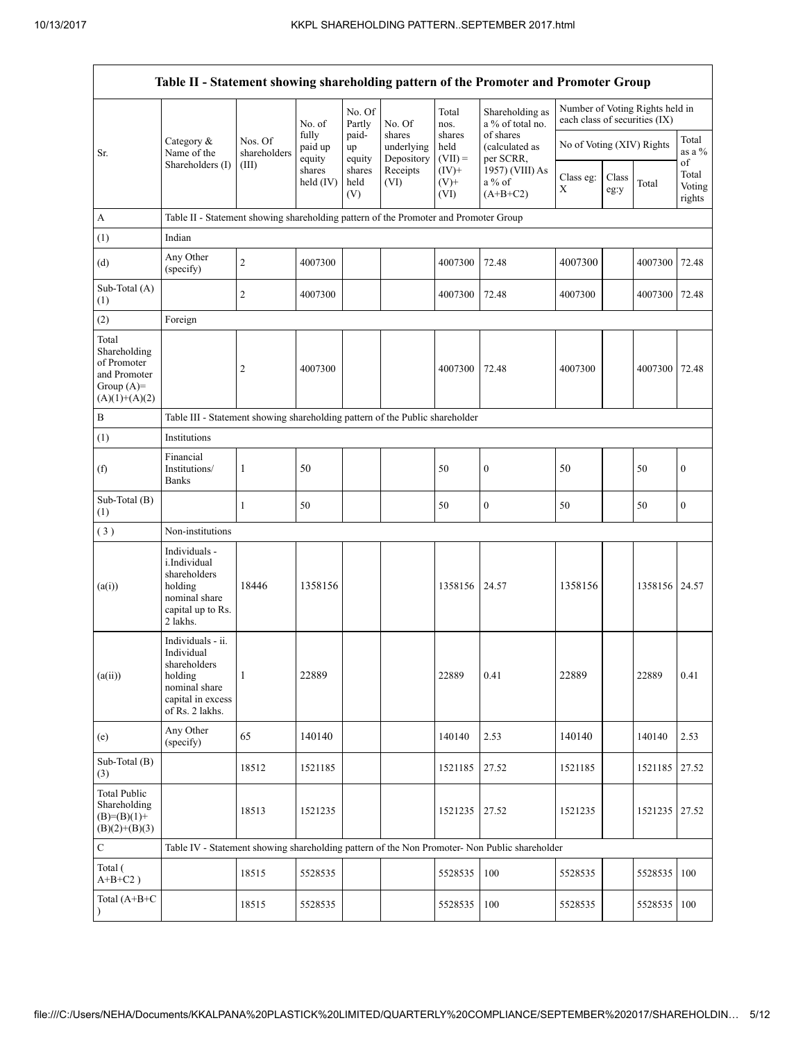| Table II - Statement showing shareholding pattern of the Promoter and Promoter Group | | | | | | | | | | | |
|---|---|---|---|---|---|---|---|---|---|---|---|
| Sr. | Category & Name of the Shareholders (I) | Nos. Of shareholders (III) | No. of fully paid up equity shares held (IV) | No. Of Partly paid-up equity shares held (V) | No. Of shares underlying Depository Receipts (VI) | Total nos. shares held (VII) = (IV)+ (V)+ (VI) | Shareholding as a % of total no. of shares (calculated as per SCRR, 1957) (VIII) As a % of (A+B+C2) | Number of Voting Rights held in each class of securities (IX) | | | |
| | | | | | | | | No of Voting (XIV) Rights | | | Total as a % of Total Voting rights |
| | | | | | | | | Class eg: X | Class eg:y | Total | |
| A | Table II - Statement showing shareholding pattern of the Promoter and Promoter Group | | | | | | | | | | |
| (1) | Indian | | | | | | | | | | |
| (d) | Any Other (specify) | 2 | 4007300 | | | 4007300 | 72.48 | 4007300 | | 4007300 | 72.48 |
| Sub-Total (A) (1) | | 2 | 4007300 | | | 4007300 | 72.48 | 4007300 | | 4007300 | 72.48 |
| (2) | Foreign | | | | | | | | | | |
| Total Shareholding of Promoter and Promoter Group (A)=(A)(1)+(A)(2) | | 2 | 4007300 | | | 4007300 | 72.48 | 4007300 | | 4007300 | 72.48 |
| B | Table III - Statement showing shareholding pattern of the Public shareholder | | | | | | | | | | |
| (1) | Institutions | | | | | | | | | | |
| (f) | Financial Institutions/ Banks | 1 | 50 | | | 50 | 0 | 50 | | 50 | 0 |
| Sub-Total (B) (1) | | 1 | 50 | | | 50 | 0 | 50 | | 50 | 0 |
| ( 3 ) | Non-institutions | | | | | | | | | | |
| (a(i)) | Individuals - i.Individual shareholders holding nominal share capital up to Rs. 2 lakhs. | 18446 | 1358156 | | | 1358156 | 24.57 | 1358156 | | 1358156 | 24.57 |
| (a(ii)) | Individuals - ii. Individual shareholders holding nominal share capital in excess of Rs. 2 lakhs. | 1 | 22889 | | | 22889 | 0.41 | 22889 | | 22889 | 0.41 |
| (e) | Any Other (specify) | 65 | 140140 | | | 140140 | 2.53 | 140140 | | 140140 | 2.53 |
| Sub-Total (B) (3) | | 18512 | 1521185 | | | 1521185 | 27.52 | 1521185 | | 1521185 | 27.52 |
| Total Public Shareholding (B)=(B)(1)+(B)(2)+(B)(3) | | 18513 | 1521235 | | | 1521235 | 27.52 | 1521235 | | 1521235 | 27.52 |
| C | Table IV - Statement showing shareholding pattern of the Non Promoter- Non Public shareholder | | | | | | | | | | |
| Total ( A+B+C2 ) | | 18515 | 5528535 | | | 5528535 | 100 | 5528535 | | 5528535 | 100 |
| Total (A+B+C ) | | 18515 | 5528535 | | | 5528535 | 100 | 5528535 | | 5528535 | 100 |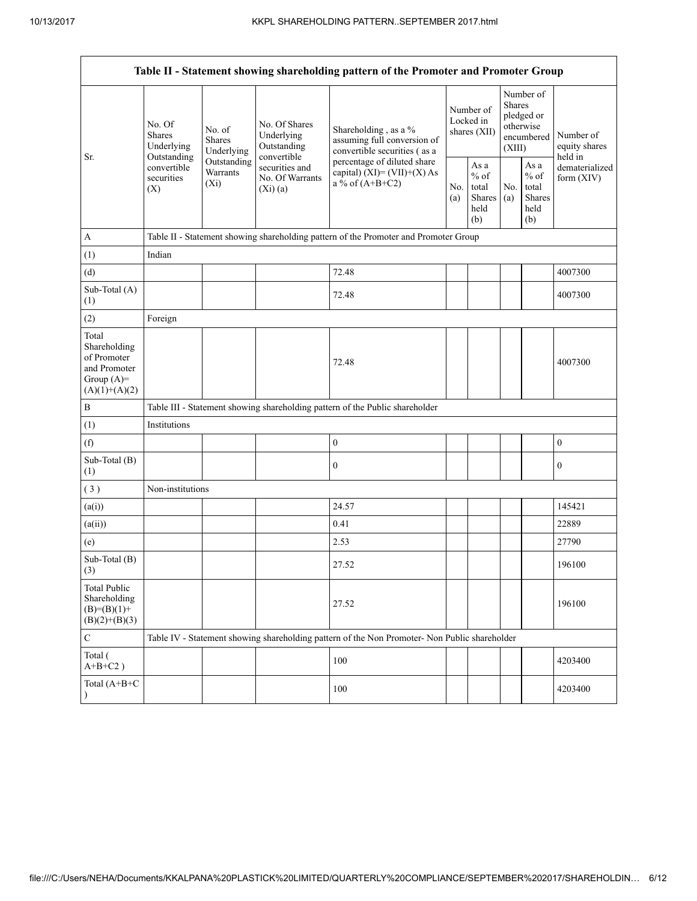| Table II - Statement showing shareholding pattern of the Promoter and Promoter Group | | | | | | | | | |
|---|---|---|---|---|---|---|---|---|---|
| Sr. | No. Of Shares Underlying Outstanding convertible securities (X) | No. of Shares Underlying Outstanding Warrants (Xi) | No. Of Shares Underlying Outstanding convertible securities and No. Of Warrants (Xi) (a) | Shareholding , as a % assuming full conversion of convertible securities ( as a percentage of diluted share capital) (XI)= (VII)+(X) As a % of (A+B+C2) | Number of Locked in shares (XII) | | Number of Shares pledged or otherwise encumbered (XIII) | | Number of equity shares held in dematerialized form (XIV) |
| | | | | | No. (a) | As a % of total Shares held (b) | No. (a) | As a % of total Shares held (b) | |
| A | Table II - Statement showing shareholding pattern of the Promoter and Promoter Group | | | | | | | | |
| (1) | Indian | | | | | | | | |
| (d) | | | | 72.48 | | | | | 4007300 |
| Sub-Total (A) (1) | | | | 72.48 | | | | | 4007300 |
| (2) | Foreign | | | | | | | | |
| Total Shareholding of Promoter and Promoter Group (A)= (A)(1)+(A)(2) | | | | 72.48 | | | | | 4007300 |
| B | Table III - Statement showing shareholding pattern of the Public shareholder | | | | | | | | |
| (1) | Institutions | | | | | | | | |
| (f) | | | | 0 | | | | | 0 |
| Sub-Total (B) (1) | | | | 0 | | | | | 0 |
| ( 3 ) | Non-institutions | | | | | | | | |
| (a(i)) | | | | 24.57 | | | | | 145421 |
| (a(ii)) | | | | 0.41 | | | | | 22889 |
| (e) | | | | 2.53 | | | | | 27790 |
| Sub-Total (B) (3) | | | | 27.52 | | | | | 196100 |
| Total Public Shareholding (B)=(B)(1)+ (B)(2)+(B)(3) | | | | 27.52 | | | | | 196100 |
| C | Table IV - Statement showing shareholding pattern of the Non Promoter- Non Public shareholder | | | | | | | | |
| Total ( A+B+C2 ) | | | | 100 | | | | | 4203400 |
| Total (A+B+C ) | | | | 100 | | | | | 4203400 |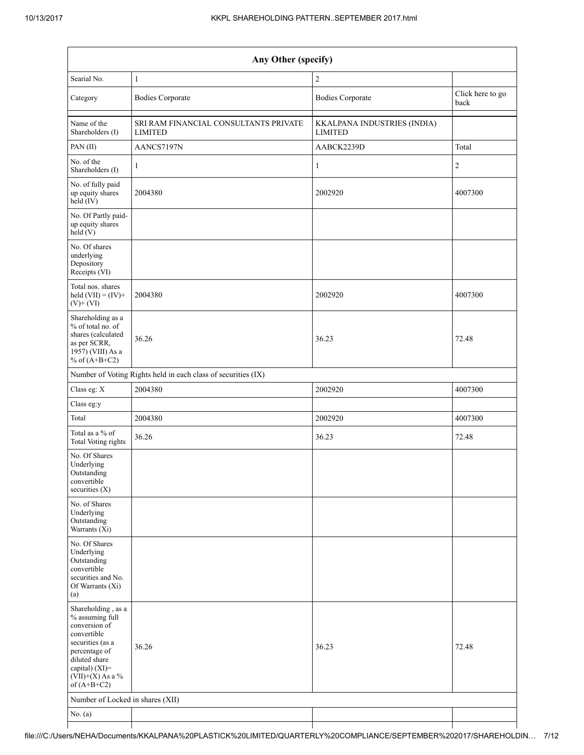| Any Other (specify) | | | |
|---|---|---|---|
| Searial No. | 1 | 2 | |
| Category | Bodies Corporate | Bodies Corporate | Click here to go back |
| Name of the Shareholders (I) | SRI RAM FINANCIAL CONSULTANTS PRIVATE LIMITED | KKALPANA INDUSTRIES (INDIA) LIMITED | |
| PAN (II) | AANCS7197N | AABCK2239D | Total |
| No. of the Shareholders (I) | 1 | 1 | 2 |
| No. of fully paid up equity shares held (IV) | 2004380 | 2002920 | 4007300 |
| No. Of Partly paid-up equity shares held (V) | | | |
| No. Of shares underlying Depository Receipts (VI) | | | |
| Total nos. shares held (VII) = (IV)+(V)+ (VI) | 2004380 | 2002920 | 4007300 |
| Shareholding as a % of total no. of shares (calculated as per SCRR, 1957) (VIII) As a % of (A+B+C2) | 36.26 | 36.23 | 72.48 |
| Number of Voting Rights held in each class of securities (IX) | | | |
| Class eg: X | 2004380 | 2002920 | 4007300 |
| Class eg:y | | | |
| Total | 2004380 | 2002920 | 4007300 |
| Total as a % of Total Voting rights | 36.26 | 36.23 | 72.48 |
| No. Of Shares Underlying Outstanding convertible securities (X) | | | |
| No. of Shares Underlying Outstanding Warrants (Xi) | | | |
| No. Of Shares Underlying Outstanding convertible securities and No. Of Warrants (Xi) (a) | | | |
| Shareholding , as a % assuming full conversion of convertible securities (as a percentage of diluted share capital) (XI)= (VII)+(X) As a % of (A+B+C2) | 36.26 | 36.23 | 72.48 |
| Number of Locked in shares (XII) | | | |
| No. (a) | | | |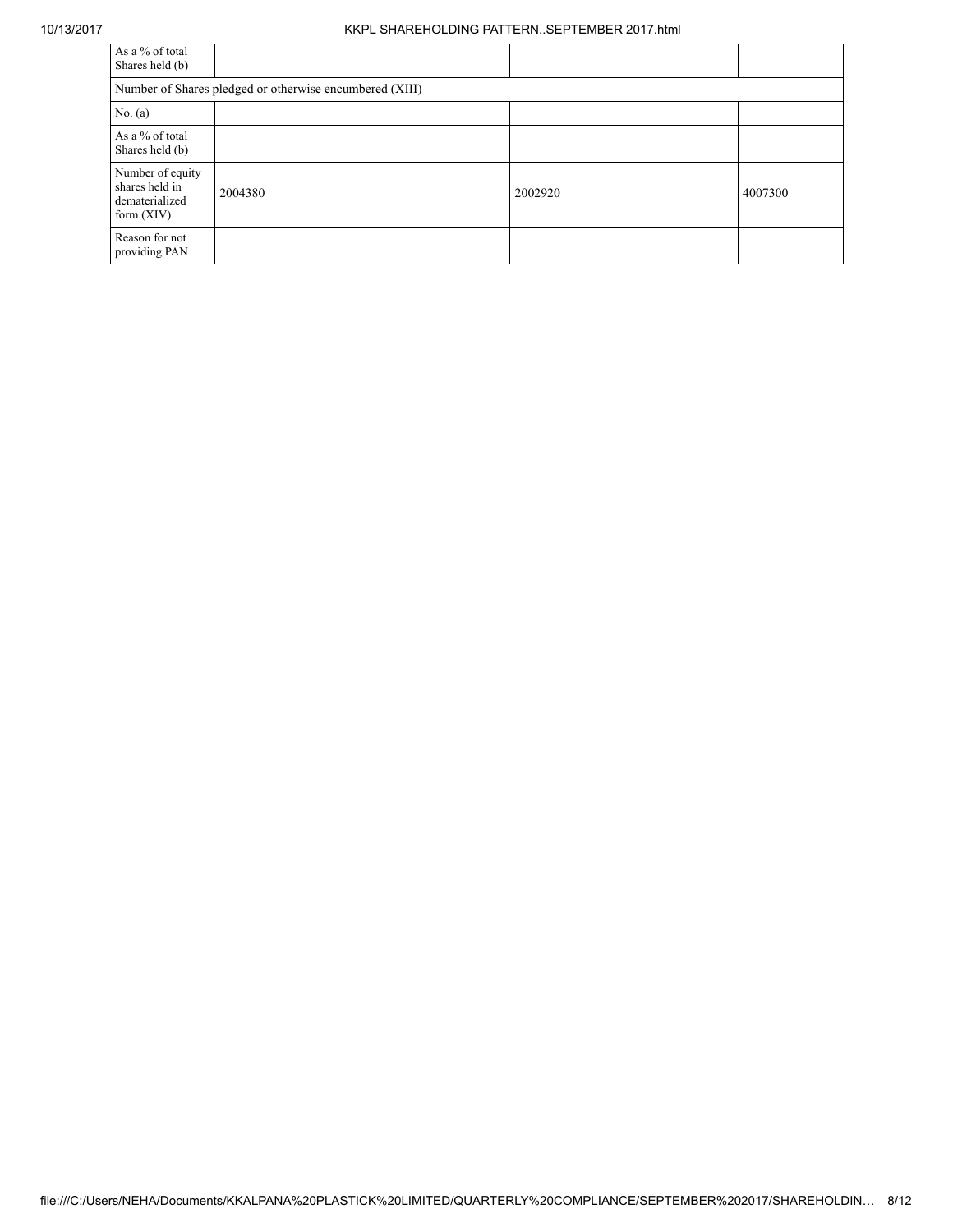| As a % of total Shares held (b) | | | |
|---|---|---|---|
| Number of Shares pledged or otherwise encumbered (XIII) | | | |
| No. (a) | | | |
| As a % of total Shares held (b) | | | |
| Number of equity shares held in dematerialized form (XIV) | 2004380 | 2002920 | 4007300 |
| Reason for not providing PAN | | | |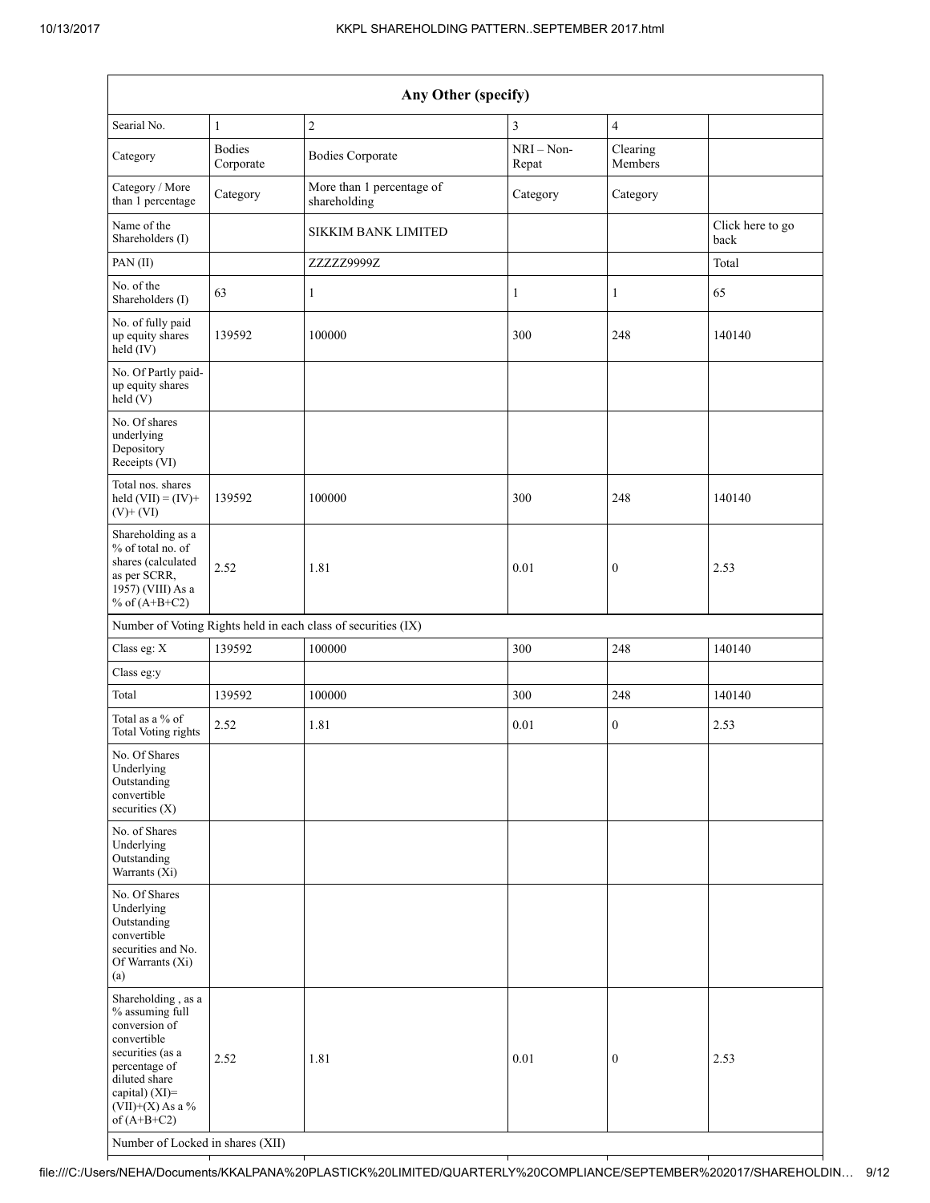| Any Other (specify) | | | | | |
|---|---|---|---|---|---|
| Searial No. | 1 | 2 | 3 | 4 | |
| Category | Bodies Corporate | Bodies Corporate | NRI – Non-Repat | Clearing Members | |
| Category / More than 1 percentage | Category | More than 1 percentage of shareholding | Category | Category | |
| Name of the Shareholders (I) | | SIKKIM BANK LIMITED | | | Click here to go back |
| PAN (II) | | ZZZZZ9999Z | | | Total |
| No. of the Shareholders (I) | 63 | 1 | 1 | 1 | 65 |
| No. of fully paid up equity shares held (IV) | 139592 | 100000 | 300 | 248 | 140140 |
| No. Of Partly paid-up equity shares held (V) | | | | | |
| No. Of shares underlying Depository Receipts (VI) | | | | | |
| Total nos. shares held (VII) = (IV)+ (V)+ (VI) | 139592 | 100000 | 300 | 248 | 140140 |
| Shareholding as a % of total no. of shares (calculated as per SCRR, 1957) (VIII) As a % of (A+B+C2) | 2.52 | 1.81 | 0.01 | 0 | 2.53 |
| Number of Voting Rights held in each class of securities (IX) | | | | | |
| Class eg: X | 139592 | 100000 | 300 | 248 | 140140 |
| Class eg:y | | | | | |
| Total | 139592 | 100000 | 300 | 248 | 140140 |
| Total as a % of Total Voting rights | 2.52 | 1.81 | 0.01 | 0 | 2.53 |
| No. Of Shares Underlying Outstanding convertible securities (X) | | | | | |
| No. of Shares Underlying Outstanding Warrants (Xi) | | | | | |
| No. Of Shares Underlying Outstanding convertible securities and No. Of Warrants (Xi) (a) | | | | | |
| Shareholding , as a % assuming full conversion of convertible securities (as a percentage of diluted share capital) (XI)= (VII)+(X) As a % of (A+B+C2) | 2.52 | 1.81 | 0.01 | 0 | 2.53 |
| Number of Locked in shares (XII) | | | | | |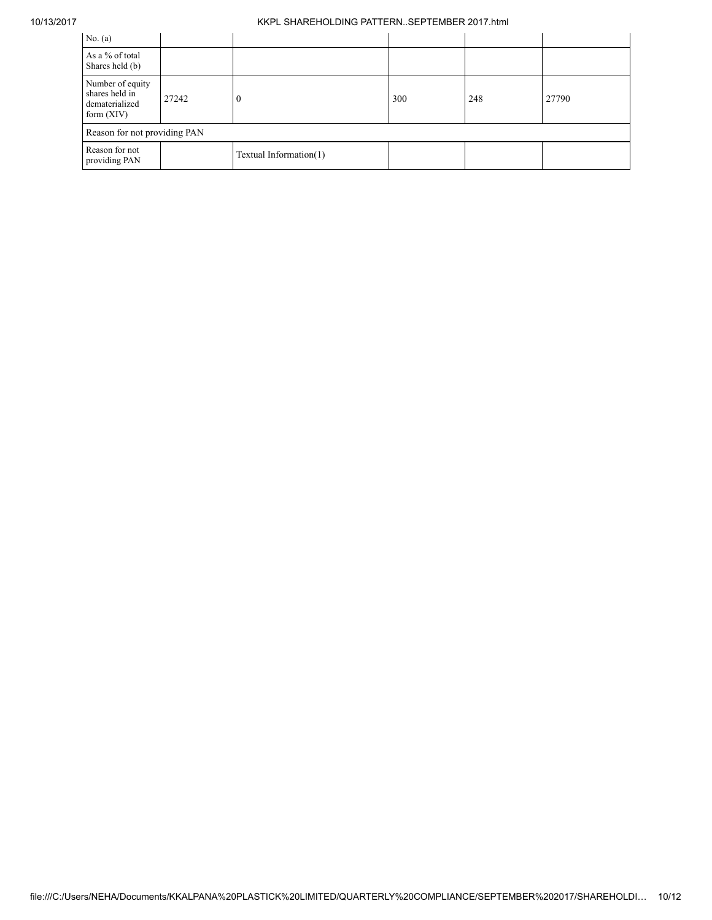| No. (a) | | | | | |
|---|---|---|---|---|---|
| As a % of total Shares held (b) | | | | | |
| Number of equity shares held in dematerialized form (XIV) | 27242 | 0 | 300 | 248 | 27790 |
| Reason for not providing PAN | | | | | |
| Reason for not providing PAN | | Textual Information(1) | | | |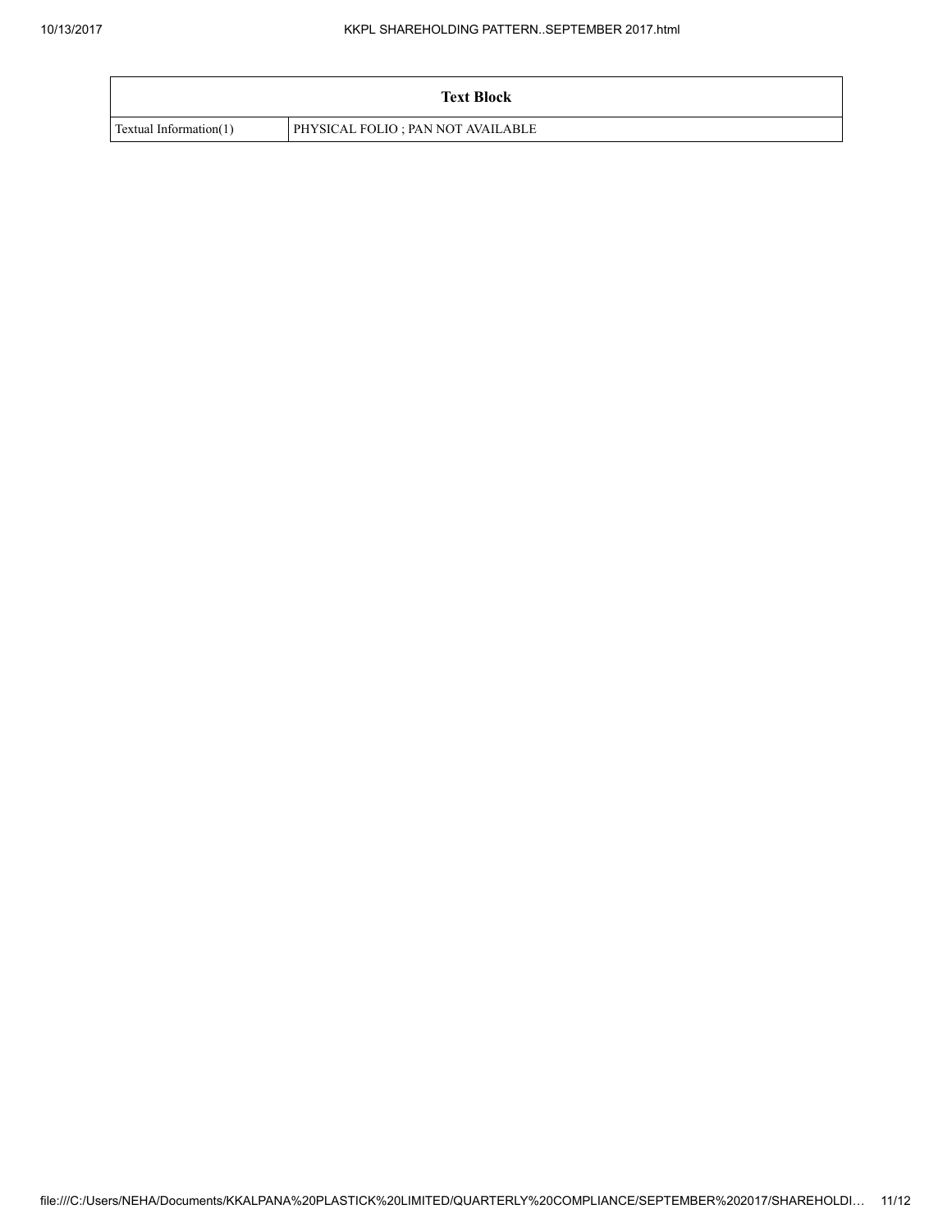| Text Block | |
|---|---|
| Textual Information(1) | PHYSICAL FOLIO ; PAN NOT AVAILABLE |